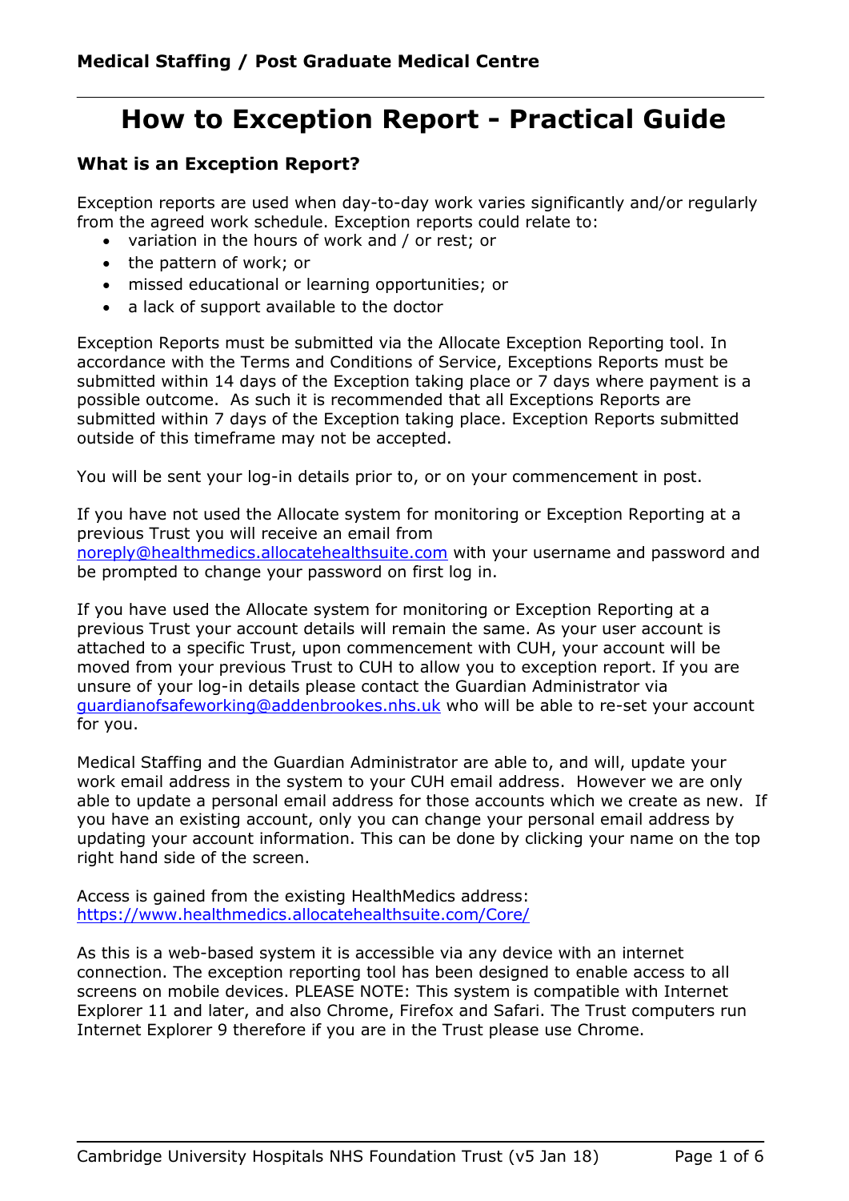# How to Exception Report - Practical Guide

## What is an Exception Report?

Exception reports are used when day-to-day work varies significantly and/or regularly from the agreed work schedule. Exception reports could relate to:

- variation in the hours of work and / or rest; or
- the pattern of work; or
- missed educational or learning opportunities; or
- a lack of support available to the doctor

Exception Reports must be submitted via the Allocate Exception Reporting tool. In accordance with the Terms and Conditions of Service, Exceptions Reports must be submitted within 14 days of the Exception taking place or 7 days where payment is a possible outcome. As such it is recommended that all Exceptions Reports are submitted within 7 days of the Exception taking place. Exception Reports submitted outside of this timeframe may not be accepted.

You will be sent your log-in details prior to, or on your commencement in post.

If you have not used the Allocate system for monitoring or Exception Reporting at a previous Trust you will receive an email from noreply@healthmedics.allocatehealthsuite.com with your username and password and be prompted to change your password on first log in.

If you have used the Allocate system for monitoring or Exception Reporting at a previous Trust your account details will remain the same. As your user account is attached to a specific Trust, upon commencement with CUH, your account will be moved from your previous Trust to CUH to allow you to exception report. If you are unsure of your log-in details please contact the Guardian Administrator via guardianofsafeworking@addenbrookes.nhs.uk who will be able to re-set your account for you.

Medical Staffing and the Guardian Administrator are able to, and will, update your work email address in the system to your CUH email address. However we are only able to update a personal email address for those accounts which we create as new. If you have an existing account, only you can change your personal email address by updating your account information. This can be done by clicking your name on the top right hand side of the screen.

Access is gained from the existing HealthMedics address:
https://www.healthmedics.allocatehealthsuite.com/Core/

As this is a web-based system it is accessible via any device with an internet connection. The exception reporting tool has been designed to enable access to all screens on mobile devices. PLEASE NOTE: This system is compatible with Internet Explorer 11 and later, and also Chrome, Firefox and Safari. The Trust computers run Internet Explorer 9 therefore if you are in the Trust please use Chrome.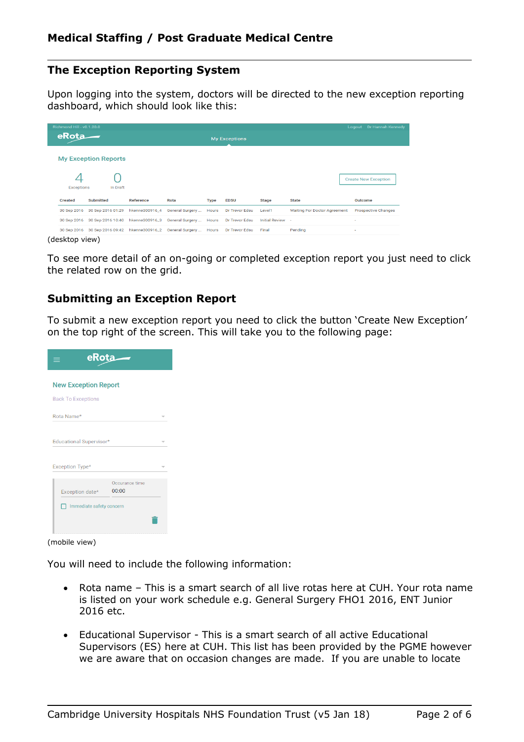## The Exception Reporting System

Upon logging into the system, doctors will be directed to the new exception reporting dashboard, which should look like this:

(desktop view)

To see more detail of an on-going or completed exception report you just need to click the related row on the grid.

## Submitting an Exception Report

To submit a new exception report you need to click the button 'Create New Exception' on the top right of the screen. This will take you to the following page:

(mobile view)

You will need to include the following information:

- Rota name – This is a smart search of all live rotas here at CUH. Your rota name is listed on your work schedule e.g. General Surgery FHO1 2016, ENT Junior 2016 etc.
- Educational Supervisor - This is a smart search of all active Educational Supervisors (ES) here at CUH. This list has been provided by the PGME however we are aware that on occasion changes are made. If you are unable to locate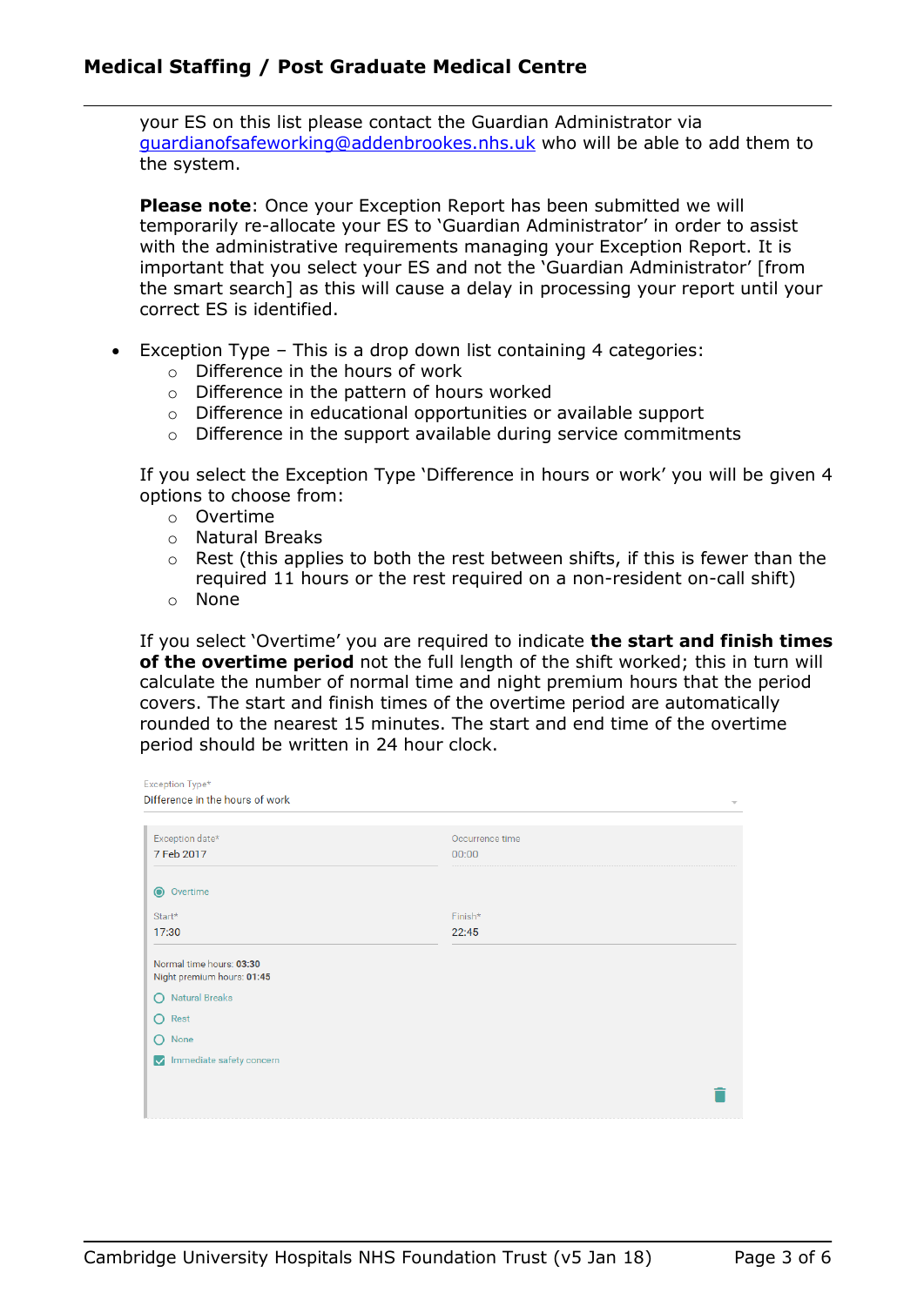your ES on this list please contact the Guardian Administrator via guardianofsafeworking@addenbrookes.nhs.uk who will be able to add them to the system.

**Please note**: Once your Exception Report has been submitted we will temporarily re-allocate your ES to 'Guardian Administrator' in order to assist with the administrative requirements managing your Exception Report. It is important that you select your ES and not the 'Guardian Administrator' [from the smart search] as this will cause a delay in processing your report until your correct ES is identified.

- Exception Type – This is a drop down list containing 4 categories:
  - Difference in the hours of work
  - Difference in the pattern of hours worked
  - Difference in educational opportunities or available support
  - Difference in the support available during service commitments

  If you select the Exception Type 'Difference in hours or work' you will be given 4 options to choose from:
  - Overtime
  - Natural Breaks
  - Rest (this applies to both the rest between shifts, if this is fewer than the required 11 hours or the rest required on a non-resident on-call shift)
  - None

  If you select 'Overtime' you are required to indicate **the start and finish times of the overtime period** not the full length of the shift worked; this in turn will calculate the number of normal time and night premium hours that the period covers. The start and finish times of the overtime period are automatically rounded to the nearest 15 minutes. The start and end time of the overtime period should be written in 24 hour clock.

Exception Type*
Difference in the hours of work

Exception date*
7 Feb 2017

Occurrence time
00:00

Overtime

Start*
17:30

Finish*
22:45

Normal time hours: 03:30
Night premium hours: 01:45

Natural Breaks

Rest

None

Immediate safety concern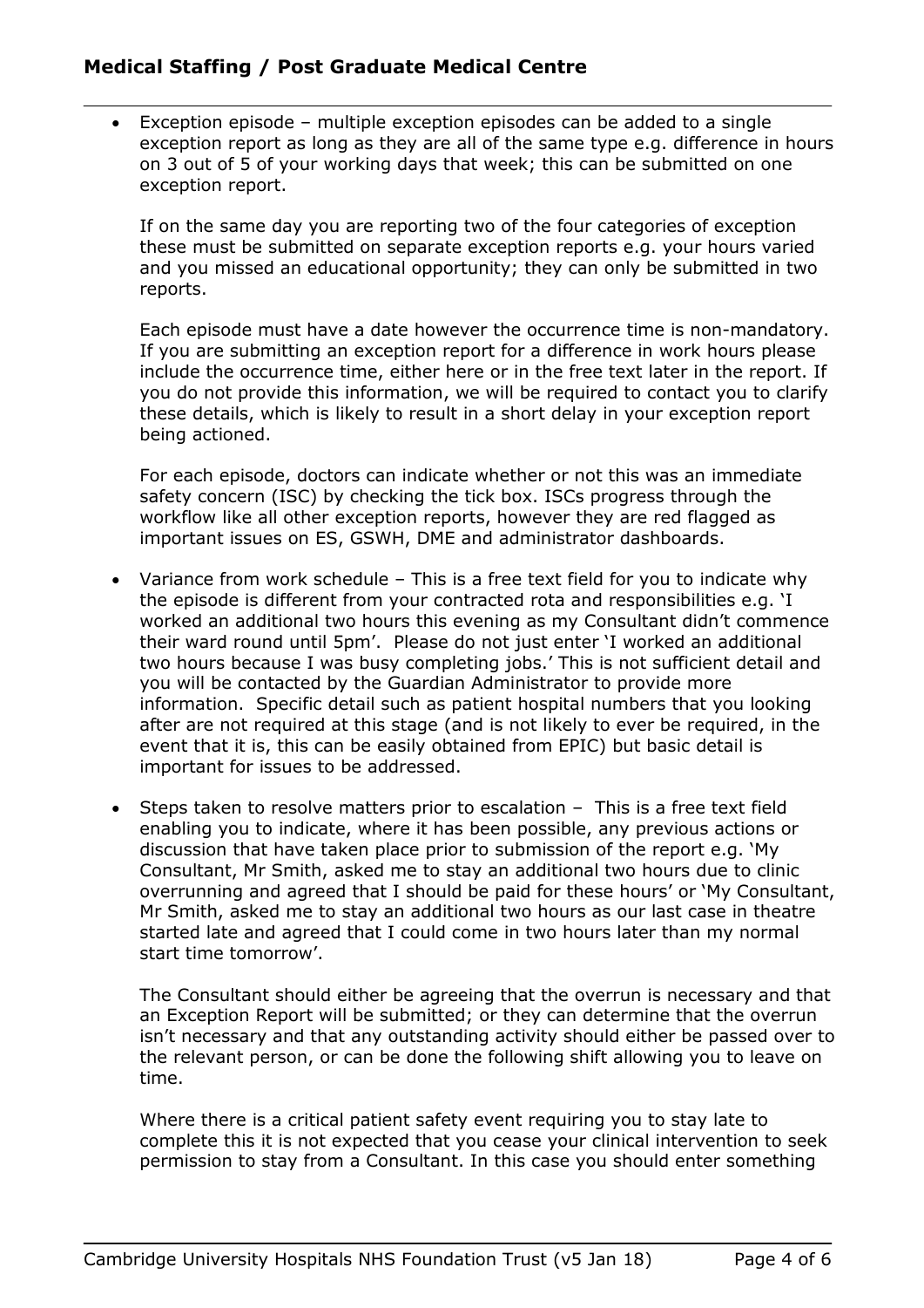- Exception episode – multiple exception episodes can be added to a single exception report as long as they are all of the same type e.g. difference in hours on 3 out of 5 of your working days that week; this can be submitted on one exception report.

  If on the same day you are reporting two of the four categories of exception these must be submitted on separate exception reports e.g. your hours varied and you missed an educational opportunity; they can only be submitted in two reports.

  Each episode must have a date however the occurrence time is non-mandatory. If you are submitting an exception report for a difference in work hours please include the occurrence time, either here or in the free text later in the report. If you do not provide this information, we will be required to contact you to clarify these details, which is likely to result in a short delay in your exception report being actioned.

  For each episode, doctors can indicate whether or not this was an immediate safety concern (ISC) by checking the tick box. ISCs progress through the workflow like all other exception reports, however they are red flagged as important issues on ES, GSWH, DME and administrator dashboards.

- Variance from work schedule – This is a free text field for you to indicate why the episode is different from your contracted rota and responsibilities e.g. 'I worked an additional two hours this evening as my Consultant didn't commence their ward round until 5pm'. Please do not just enter 'I worked an additional two hours because I was busy completing jobs.' This is not sufficient detail and you will be contacted by the Guardian Administrator to provide more information. Specific detail such as patient hospital numbers that you looking after are not required at this stage (and is not likely to ever be required, in the event that it is, this can be easily obtained from EPIC) but basic detail is important for issues to be addressed.

- Steps taken to resolve matters prior to escalation – This is a free text field enabling you to indicate, where it has been possible, any previous actions or discussion that have taken place prior to submission of the report e.g. 'My Consultant, Mr Smith, asked me to stay an additional two hours due to clinic overrunning and agreed that I should be paid for these hours' or 'My Consultant, Mr Smith, asked me to stay an additional two hours as our last case in theatre started late and agreed that I could come in two hours later than my normal start time tomorrow'.

  The Consultant should either be agreeing that the overrun is necessary and that an Exception Report will be submitted; or they can determine that the overrun isn't necessary and that any outstanding activity should either be passed over to the relevant person, or can be done the following shift allowing you to leave on time.

  Where there is a critical patient safety event requiring you to stay late to complete this it is not expected that you cease your clinical intervention to seek permission to stay from a Consultant. In this case you should enter something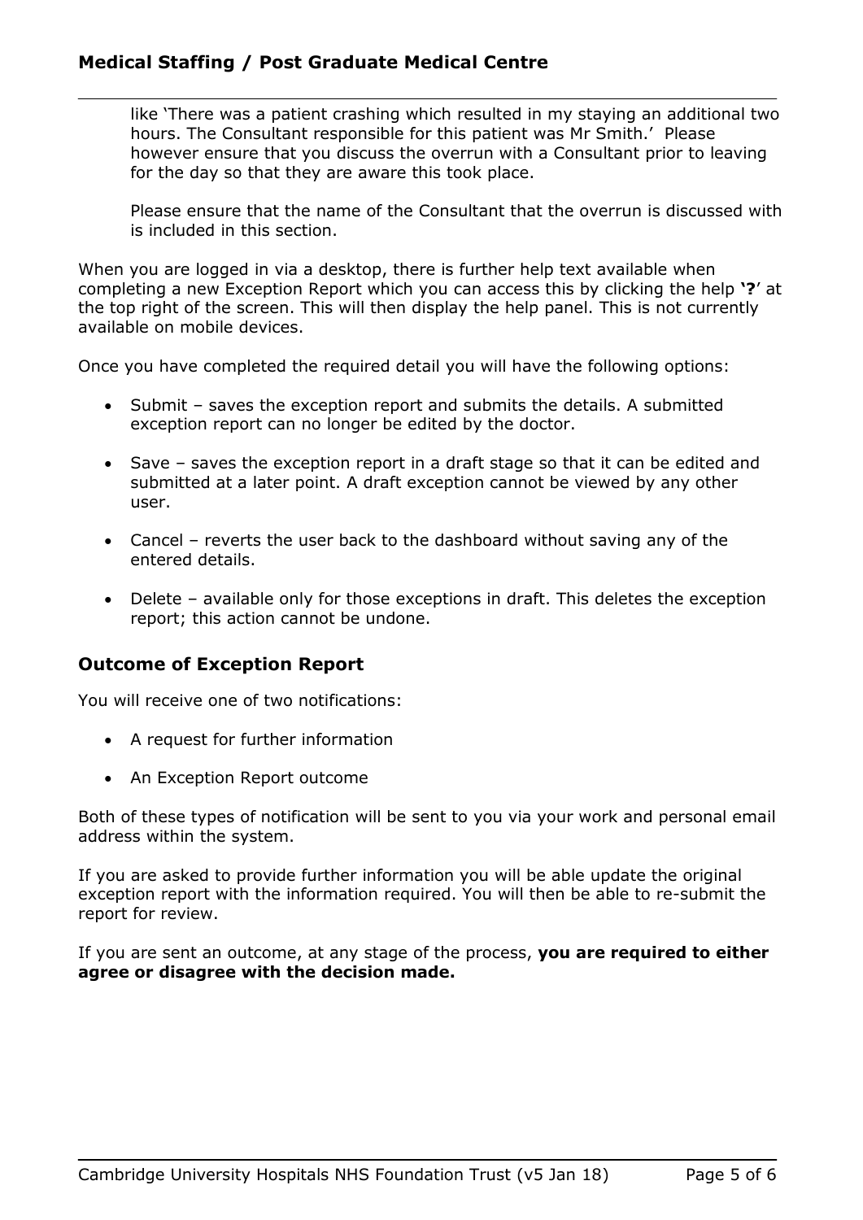like 'There was a patient crashing which resulted in my staying an additional two hours. The Consultant responsible for this patient was Mr Smith.' Please however ensure that you discuss the overrun with a Consultant prior to leaving for the day so that they are aware this took place.

Please ensure that the name of the Consultant that the overrun is discussed with is included in this section.

When you are logged in via a desktop, there is further help text available when completing a new Exception Report which you can access this by clicking the help **'?**' at the top right of the screen. This will then display the help panel. This is not currently available on mobile devices.

Once you have completed the required detail you will have the following options:

- Submit – saves the exception report and submits the details. A submitted exception report can no longer be edited by the doctor.
- Save – saves the exception report in a draft stage so that it can be edited and submitted at a later point. A draft exception cannot be viewed by any other user.
- Cancel – reverts the user back to the dashboard without saving any of the entered details.
- Delete – available only for those exceptions in draft. This deletes the exception report; this action cannot be undone.

## Outcome of Exception Report

You will receive one of two notifications:

- A request for further information
- An Exception Report outcome

Both of these types of notification will be sent to you via your work and personal email address within the system.

If you are asked to provide further information you will be able update the original exception report with the information required. You will then be able to re-submit the report for review.

If you are sent an outcome, at any stage of the process, **you are required to either agree or disagree with the decision made.**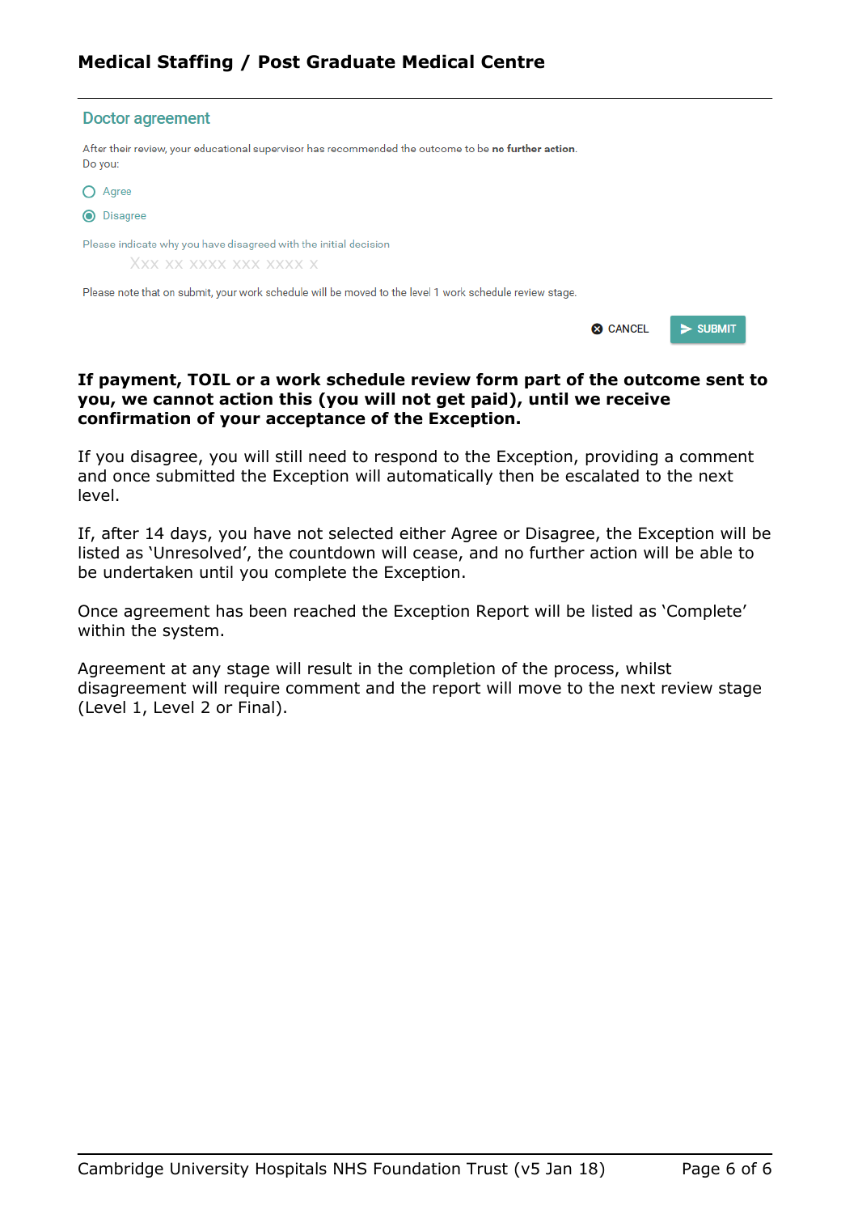## Doctor agreement

After their review, your educational supervisor has recommended the outcome to be **no further action**.
Do you:

- ○ Agree
- ◉ Disagree

Please indicate why you have disagreed with the initial decision

Xxx xx xxxx xxx xxxx x

Please note that on submit, your work schedule will be moved to the level 1 work schedule review stage.

CANCEL   SUBMIT

**If payment, TOIL or a work schedule review form part of the outcome sent to you, we cannot action this (you will not get paid), until we receive confirmation of your acceptance of the Exception.**

If you disagree, you will still need to respond to the Exception, providing a comment and once submitted the Exception will automatically then be escalated to the next level.

If, after 14 days, you have not selected either Agree or Disagree, the Exception will be listed as 'Unresolved', the countdown will cease, and no further action will be able to be undertaken until you complete the Exception.

Once agreement has been reached the Exception Report will be listed as 'Complete' within the system.

Agreement at any stage will result in the completion of the process, whilst disagreement will require comment and the report will move to the next review stage (Level 1, Level 2 or Final).